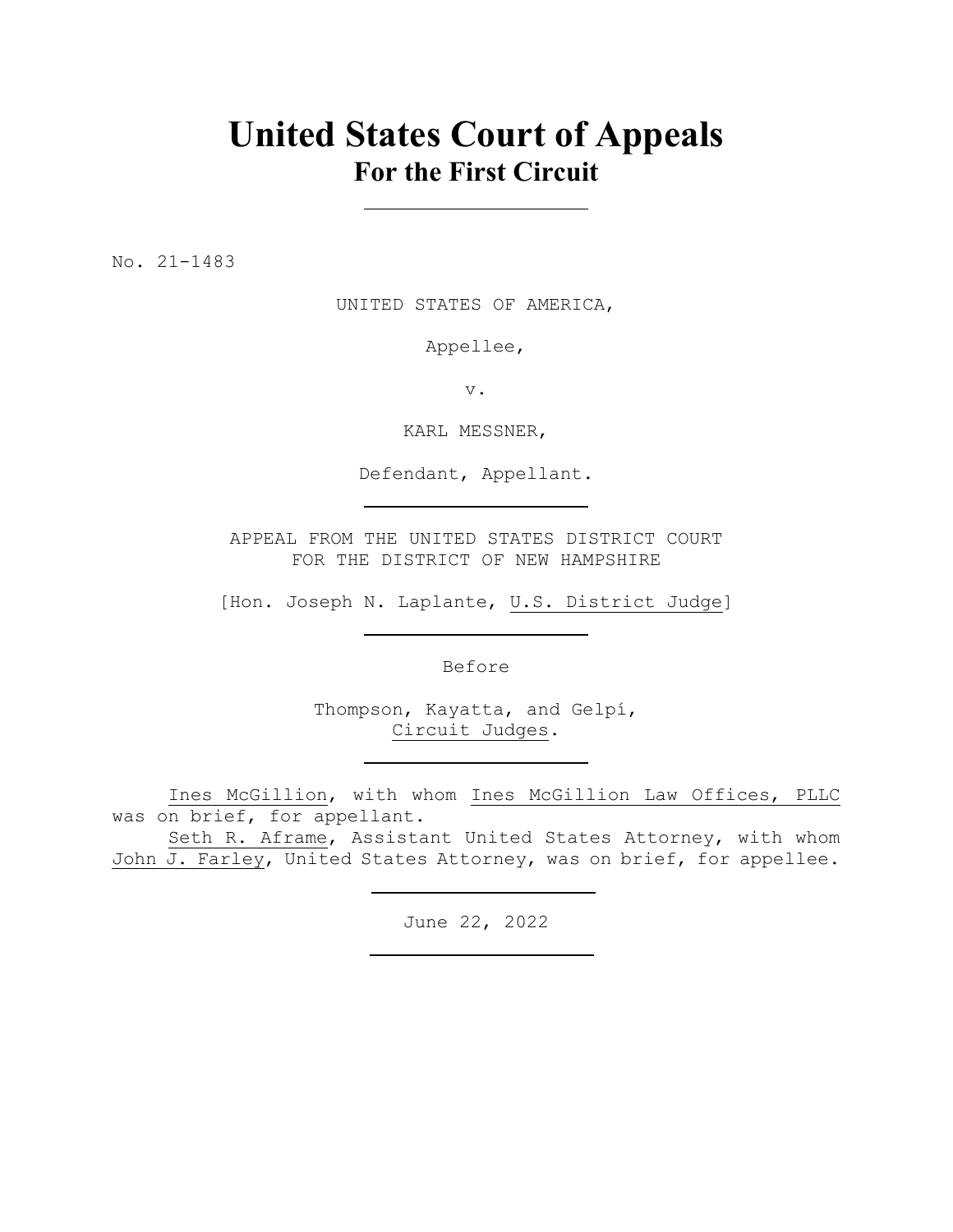# United States Court of Appeals
## For the First Circuit

---

No. 21-1483

UNITED STATES OF AMERICA,

Appellee,

v.

KARL MESSNER,

Defendant, Appellant.

---

APPEAL FROM THE UNITED STATES DISTRICT COURT
FOR THE DISTRICT OF NEW HAMPSHIRE

[Hon. Joseph N. Laplante, U.S. District Judge]

---

Before

Thompson, Kayatta, and Gelpí,
Circuit Judges.

---

Ines McGillion, with whom Ines McGillion Law Offices, PLLC was on brief, for appellant.

Seth R. Aframe, Assistant United States Attorney, with whom John J. Farley, United States Attorney, was on brief, for appellee.

---

June 22, 2022

---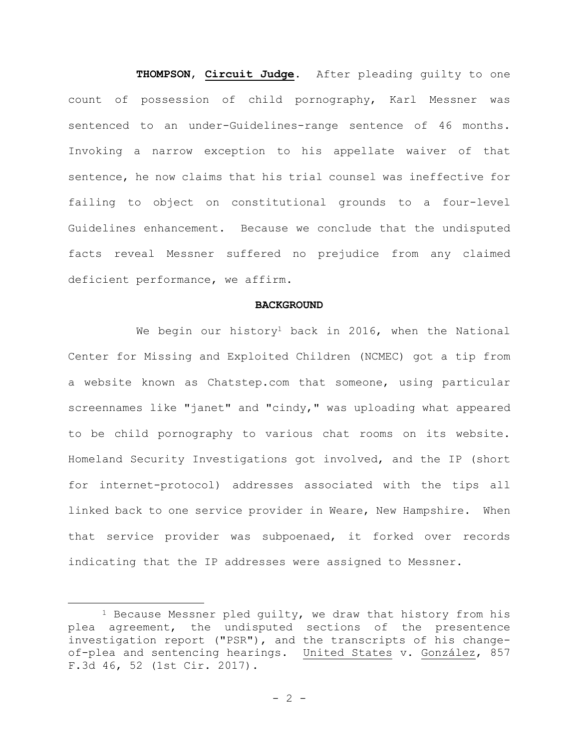**THOMPSON**, **Circuit Judge**. After pleading guilty to one count of possession of child pornography, Karl Messner was sentenced to an under-Guidelines-range sentence of 46 months. Invoking a narrow exception to his appellate waiver of that sentence, he now claims that his trial counsel was ineffective for failing to object on constitutional grounds to a four-level Guidelines enhancement. Because we conclude that the undisputed facts reveal Messner suffered no prejudice from any claimed deficient performance, we affirm.

## BACKGROUND

We begin our history[1] back in 2016, when the National Center for Missing and Exploited Children (NCMEC) got a tip from a website known as Chatstep.com that someone, using particular screennames like "janet" and "cindy," was uploading what appeared to be child pornography to various chat rooms on its website. Homeland Security Investigations got involved, and the IP (short for internet-protocol) addresses associated with the tips all linked back to one service provider in Weare, New Hampshire. When that service provider was subpoenaed, it forked over records indicating that the IP addresses were assigned to Messner.

---

[1] Because Messner pled guilty, we draw that history from his plea agreement, the undisputed sections of the presentence investigation report ("PSR"), and the transcripts of his change-of-plea and sentencing hearings. United States v. González, 857 F.3d 46, 52 (1st Cir. 2017).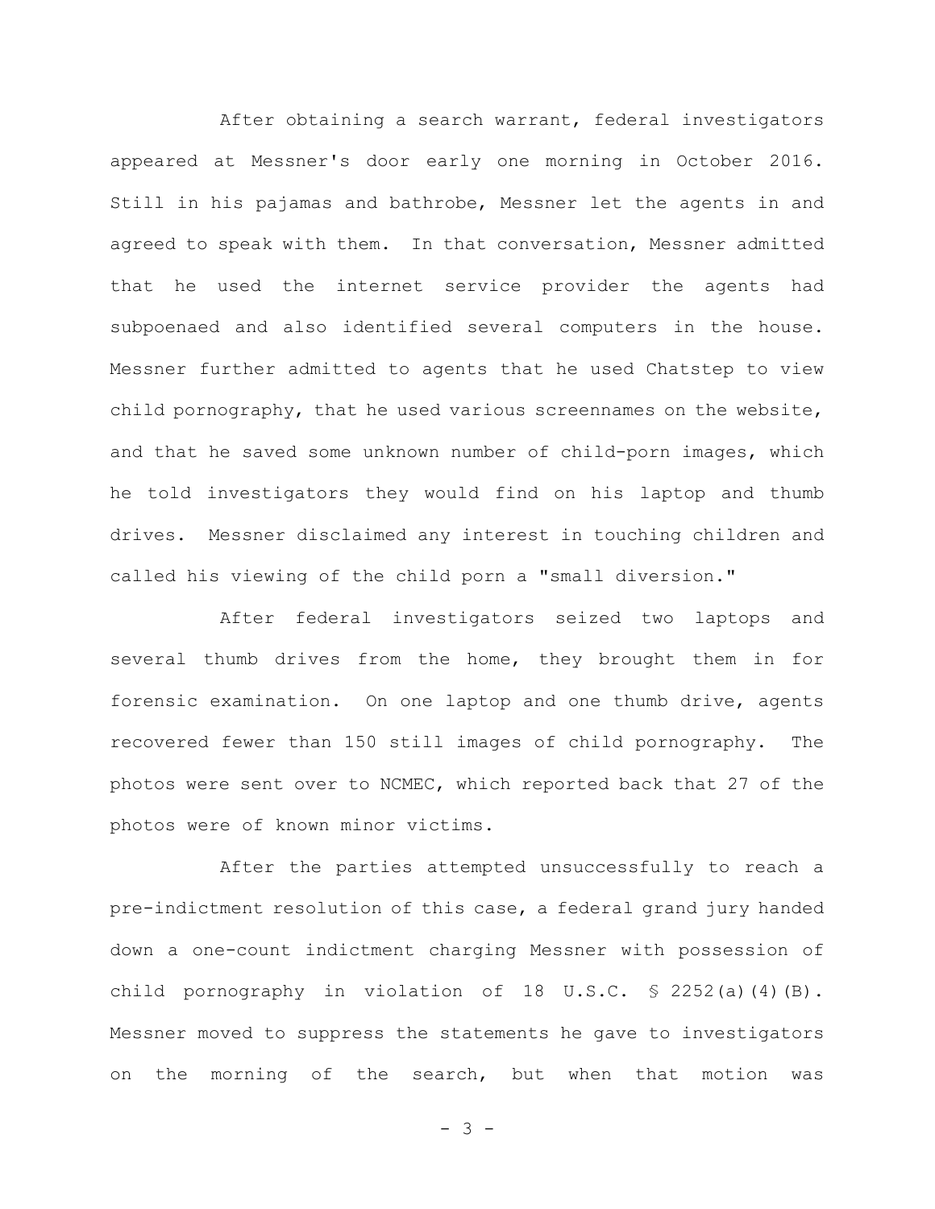After obtaining a search warrant, federal investigators appeared at Messner's door early one morning in October 2016. Still in his pajamas and bathrobe, Messner let the agents in and agreed to speak with them. In that conversation, Messner admitted that he used the internet service provider the agents had subpoenaed and also identified several computers in the house. Messner further admitted to agents that he used Chatstep to view child pornography, that he used various screennames on the website, and that he saved some unknown number of child-porn images, which he told investigators they would find on his laptop and thumb drives. Messner disclaimed any interest in touching children and called his viewing of the child porn a "small diversion."

After federal investigators seized two laptops and several thumb drives from the home, they brought them in for forensic examination. On one laptop and one thumb drive, agents recovered fewer than 150 still images of child pornography. The photos were sent over to NCMEC, which reported back that 27 of the photos were of known minor victims.

After the parties attempted unsuccessfully to reach a pre-indictment resolution of this case, a federal grand jury handed down a one-count indictment charging Messner with possession of child pornography in violation of 18 U.S.C. § 2252(a)(4)(B). Messner moved to suppress the statements he gave to investigators on the morning of the search, but when that motion was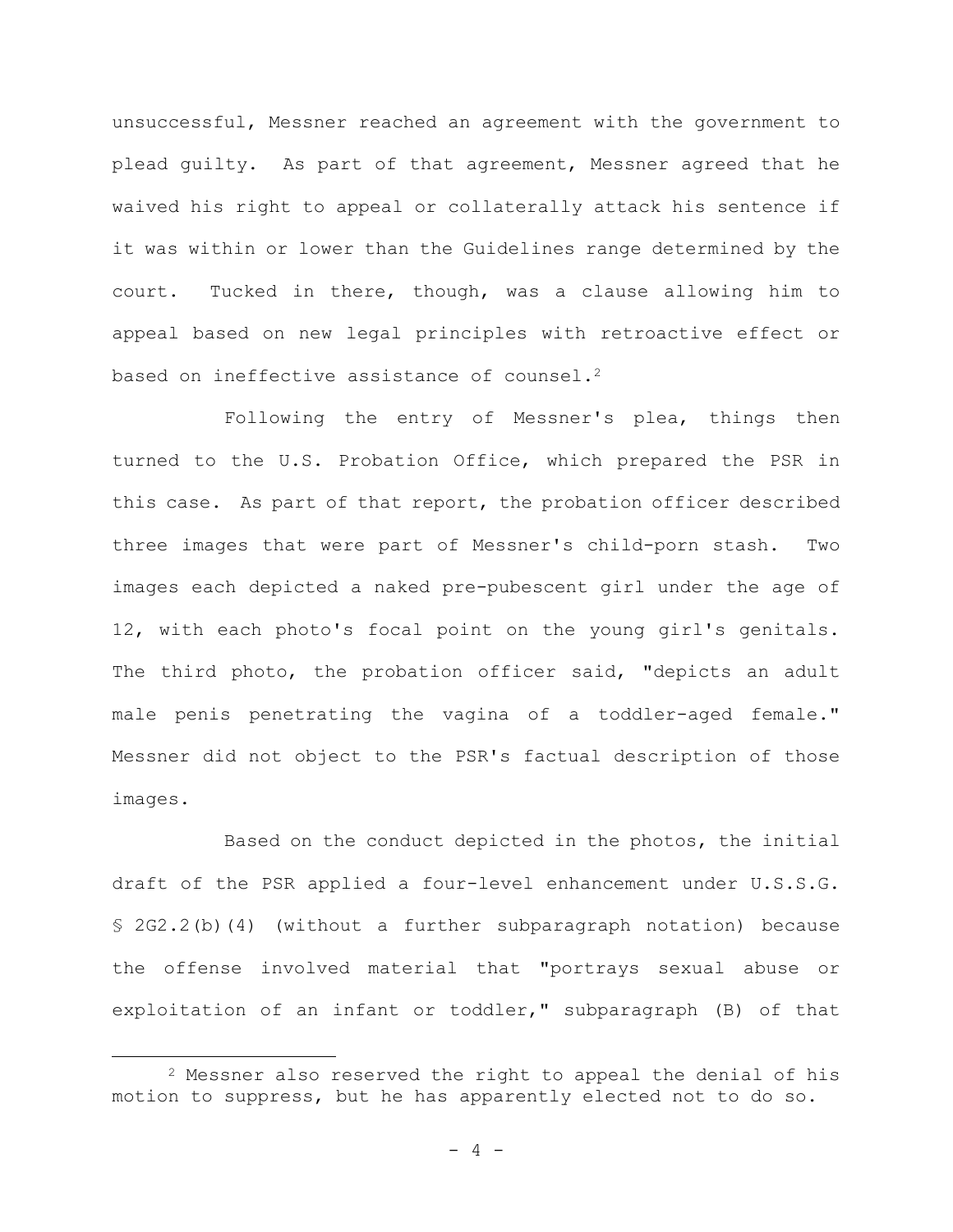unsuccessful, Messner reached an agreement with the government to plead guilty. As part of that agreement, Messner agreed that he waived his right to appeal or collaterally attack his sentence if it was within or lower than the Guidelines range determined by the court. Tucked in there, though, was a clause allowing him to appeal based on new legal principles with retroactive effect or based on ineffective assistance of counsel.[2]

Following the entry of Messner's plea, things then turned to the U.S. Probation Office, which prepared the PSR in this case. As part of that report, the probation officer described three images that were part of Messner's child-porn stash. Two images each depicted a naked pre-pubescent girl under the age of 12, with each photo's focal point on the young girl's genitals. The third photo, the probation officer said, "depicts an adult male penis penetrating the vagina of a toddler-aged female." Messner did not object to the PSR's factual description of those images.

Based on the conduct depicted in the photos, the initial draft of the PSR applied a four-level enhancement under U.S.S.G. § 2G2.2(b)(4) (without a further subparagraph notation) because the offense involved material that "portrays sexual abuse or exploitation of an infant or toddler," subparagraph (B) of that

---

[2] Messner also reserved the right to appeal the denial of his motion to suppress, but he has apparently elected not to do so.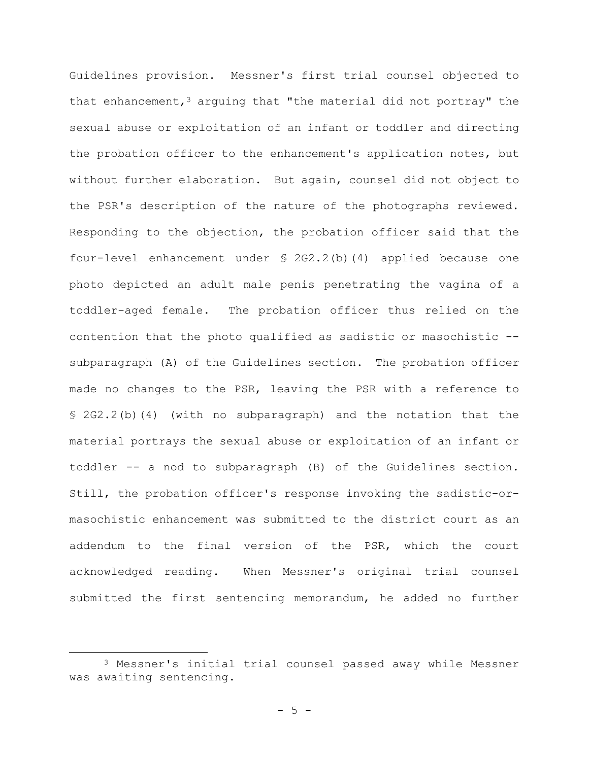Guidelines provision. Messner's first trial counsel objected to that enhancement,[3] arguing that "the material did not portray" the sexual abuse or exploitation of an infant or toddler and directing the probation officer to the enhancement's application notes, but without further elaboration. But again, counsel did not object to the PSR's description of the nature of the photographs reviewed. Responding to the objection, the probation officer said that the four-level enhancement under § 2G2.2(b)(4) applied because one photo depicted an adult male penis penetrating the vagina of a toddler-aged female. The probation officer thus relied on the contention that the photo qualified as sadistic or masochistic -- subparagraph (A) of the Guidelines section. The probation officer made no changes to the PSR, leaving the PSR with a reference to § 2G2.2(b)(4) (with no subparagraph) and the notation that the material portrays the sexual abuse or exploitation of an infant or toddler -- a nod to subparagraph (B) of the Guidelines section. Still, the probation officer's response invoking the sadistic-or-masochistic enhancement was submitted to the district court as an addendum to the final version of the PSR, which the court acknowledged reading. When Messner's original trial counsel submitted the first sentencing memorandum, he added no further

---

[3] Messner's initial trial counsel passed away while Messner was awaiting sentencing.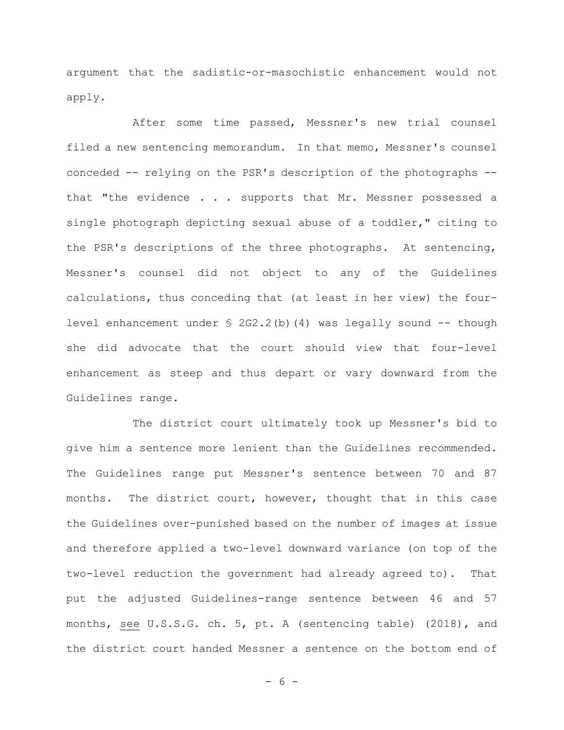argument that the sadistic-or-masochistic enhancement would not apply.

After some time passed, Messner's new trial counsel filed a new sentencing memorandum. In that memo, Messner's counsel conceded -- relying on the PSR's description of the photographs -- that "the evidence . . . supports that Mr. Messner possessed a single photograph depicting sexual abuse of a toddler," citing to the PSR's descriptions of the three photographs. At sentencing, Messner's counsel did not object to any of the Guidelines calculations, thus conceding that (at least in her view) the four-level enhancement under § 2G2.2(b)(4) was legally sound -- though she did advocate that the court should view that four-level enhancement as steep and thus depart or vary downward from the Guidelines range.

The district court ultimately took up Messner's bid to give him a sentence more lenient than the Guidelines recommended. The Guidelines range put Messner's sentence between 70 and 87 months. The district court, however, thought that in this case the Guidelines over-punished based on the number of images at issue and therefore applied a two-level downward variance (on top of the two-level reduction the government had already agreed to). That put the adjusted Guidelines-range sentence between 46 and 57 months, see U.S.S.G. ch. 5, pt. A (sentencing table) (2018), and the district court handed Messner a sentence on the bottom end of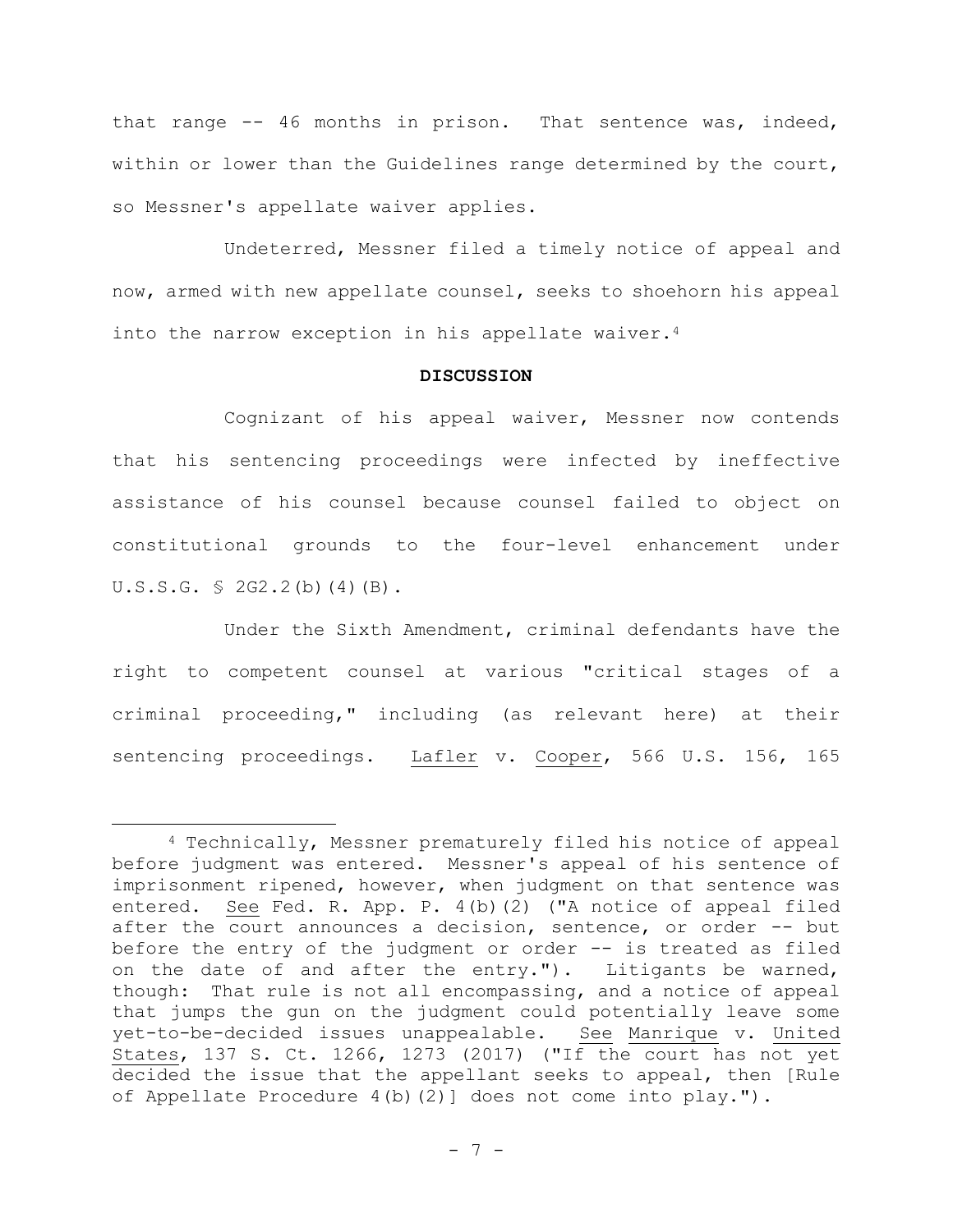that range -- 46 months in prison. That sentence was, indeed, within or lower than the Guidelines range determined by the court, so Messner's appellate waiver applies.

Undeterred, Messner filed a timely notice of appeal and now, armed with new appellate counsel, seeks to shoehorn his appeal into the narrow exception in his appellate waiver.[4]

**DISCUSSION**

Cognizant of his appeal waiver, Messner now contends that his sentencing proceedings were infected by ineffective assistance of his counsel because counsel failed to object on constitutional grounds to the four-level enhancement under U.S.S.G. § 2G2.2(b)(4)(B).

Under the Sixth Amendment, criminal defendants have the right to competent counsel at various "critical stages of a criminal proceeding," including (as relevant here) at their sentencing proceedings. Lafler v. Cooper, 566 U.S. 156, 165

---

[4] Technically, Messner prematurely filed his notice of appeal before judgment was entered. Messner's appeal of his sentence of imprisonment ripened, however, when judgment on that sentence was entered. See Fed. R. App. P. 4(b)(2) ("A notice of appeal filed after the court announces a decision, sentence, or order -- but before the entry of the judgment or order -- is treated as filed on the date of and after the entry."). Litigants be warned, though: That rule is not all encompassing, and a notice of appeal that jumps the gun on the judgment could potentially leave some yet-to-be-decided issues unappealable. See Manrique v. United States, 137 S. Ct. 1266, 1273 (2017) ("If the court has not yet decided the issue that the appellant seeks to appeal, then [Rule of Appellate Procedure 4(b)(2)] does not come into play.").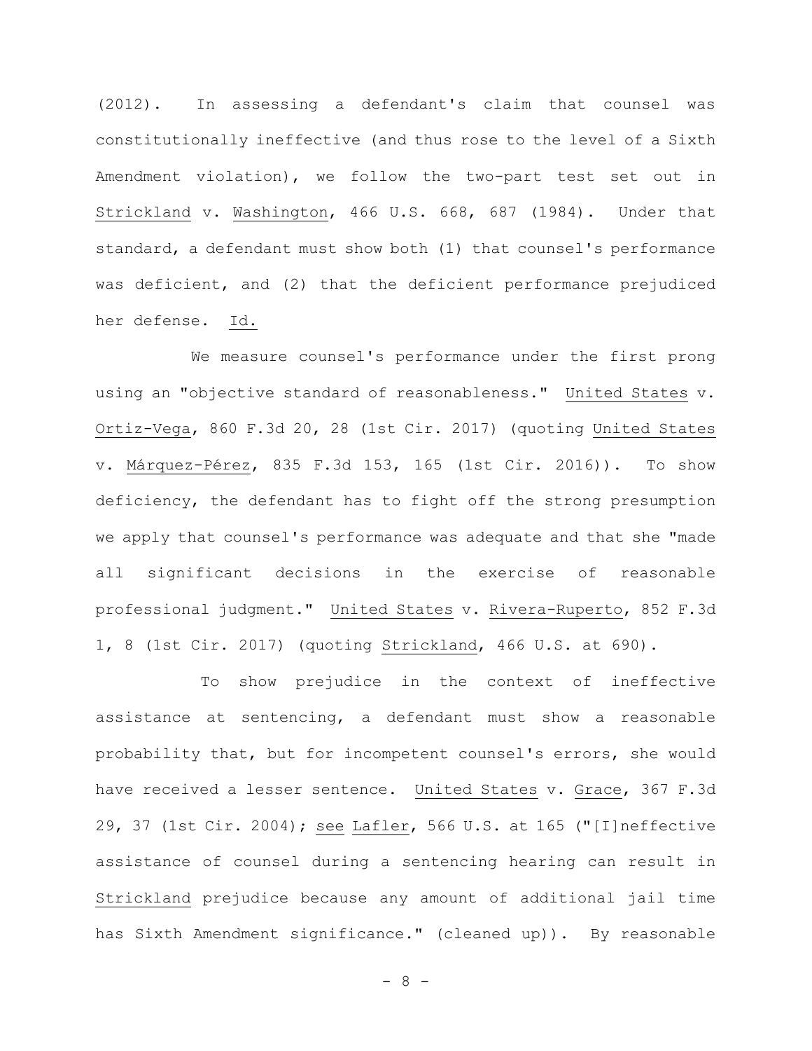(2012). In assessing a defendant's claim that counsel was constitutionally ineffective (and thus rose to the level of a Sixth Amendment violation), we follow the two-part test set out in Strickland v. Washington, 466 U.S. 668, 687 (1984). Under that standard, a defendant must show both (1) that counsel's performance was deficient, and (2) that the deficient performance prejudiced her defense. Id.

We measure counsel's performance under the first prong using an "objective standard of reasonableness." United States v. Ortiz-Vega, 860 F.3d 20, 28 (1st Cir. 2017) (quoting United States v. Márquez-Pérez, 835 F.3d 153, 165 (1st Cir. 2016)). To show deficiency, the defendant has to fight off the strong presumption we apply that counsel's performance was adequate and that she "made all significant decisions in the exercise of reasonable professional judgment." United States v. Rivera-Ruperto, 852 F.3d 1, 8 (1st Cir. 2017) (quoting Strickland, 466 U.S. at 690).

To show prejudice in the context of ineffective assistance at sentencing, a defendant must show a reasonable probability that, but for incompetent counsel's errors, she would have received a lesser sentence. United States v. Grace, 367 F.3d 29, 37 (1st Cir. 2004); see Lafler, 566 U.S. at 165 ("[I]neffective assistance of counsel during a sentencing hearing can result in Strickland prejudice because any amount of additional jail time has Sixth Amendment significance." (cleaned up)). By reasonable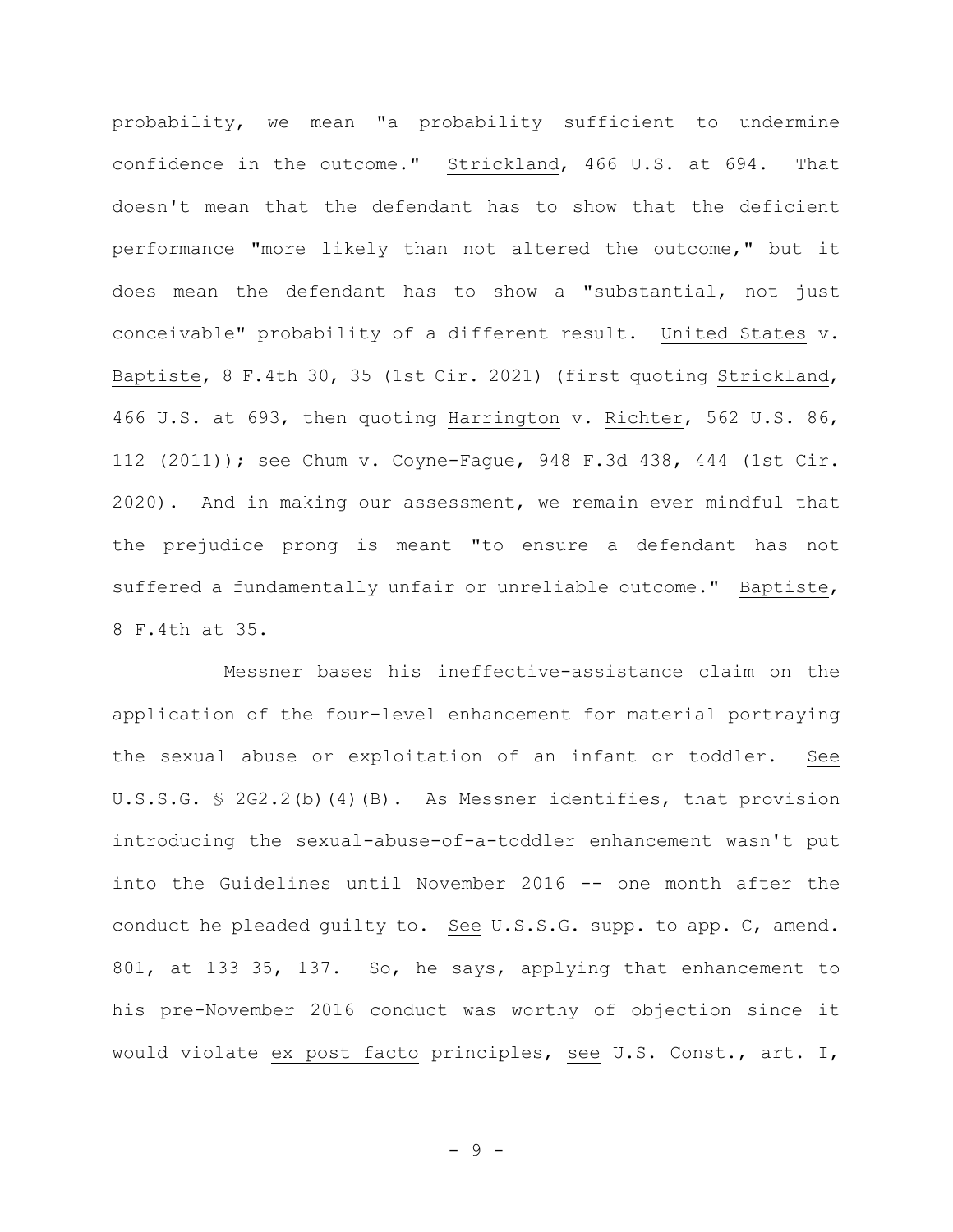probability, we mean "a probability sufficient to undermine confidence in the outcome." Strickland, 466 U.S. at 694. That doesn't mean that the defendant has to show that the deficient performance "more likely than not altered the outcome," but it does mean the defendant has to show a "substantial, not just conceivable" probability of a different result. United States v. Baptiste, 8 F.4th 30, 35 (1st Cir. 2021) (first quoting Strickland, 466 U.S. at 693, then quoting Harrington v. Richter, 562 U.S. 86, 112 (2011)); see Chum v. Coyne-Fague, 948 F.3d 438, 444 (1st Cir. 2020). And in making our assessment, we remain ever mindful that the prejudice prong is meant "to ensure a defendant has not suffered a fundamentally unfair or unreliable outcome." Baptiste, 8 F.4th at 35.

Messner bases his ineffective-assistance claim on the application of the four-level enhancement for material portraying the sexual abuse or exploitation of an infant or toddler. See U.S.S.G. § 2G2.2(b)(4)(B). As Messner identifies, that provision introducing the sexual-abuse-of-a-toddler enhancement wasn't put into the Guidelines until November 2016 -- one month after the conduct he pleaded guilty to. See U.S.S.G. supp. to app. C, amend. 801, at 133–35, 137. So, he says, applying that enhancement to his pre-November 2016 conduct was worthy of objection since it would violate ex post facto principles, see U.S. Const., art. I,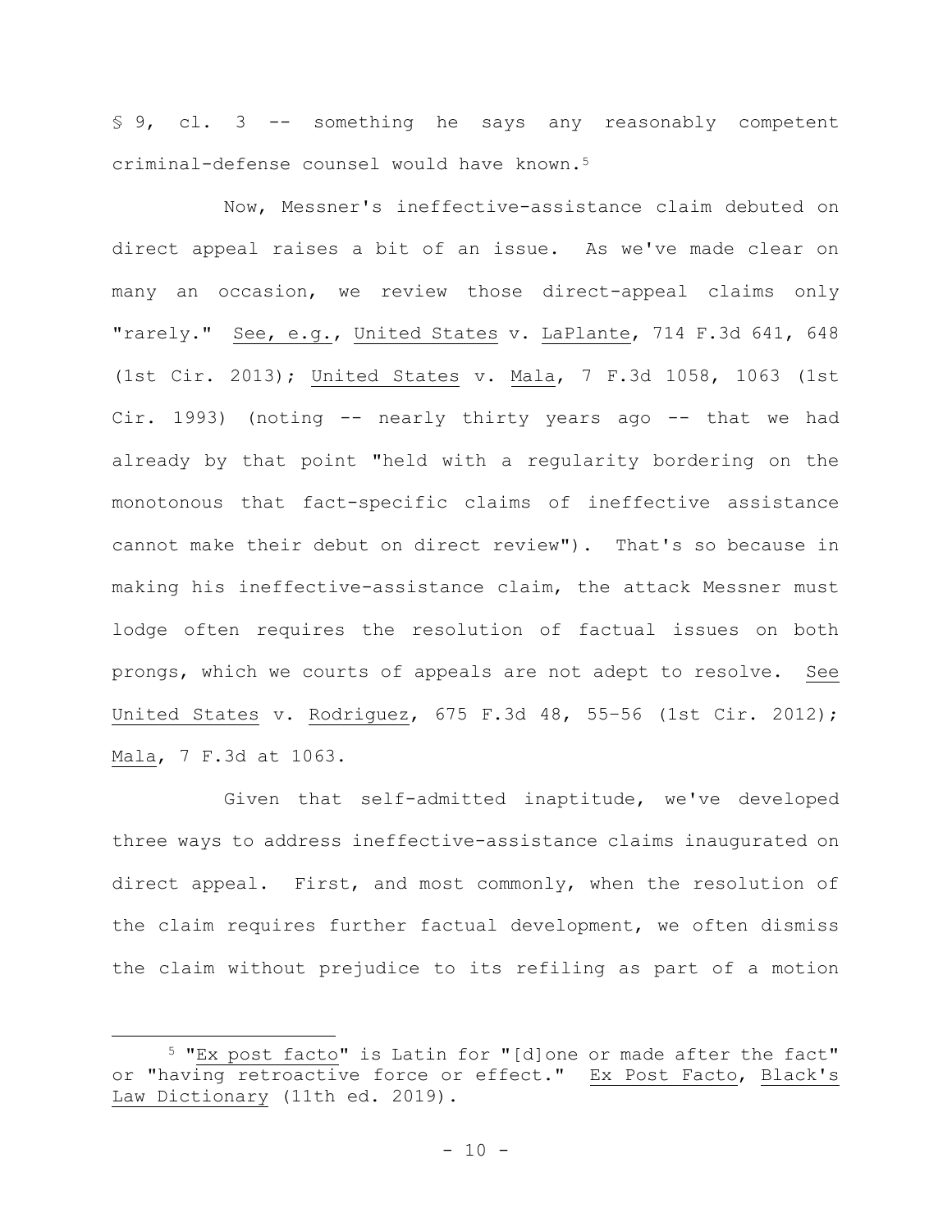§ 9, cl. 3 -- something he says any reasonably competent criminal-defense counsel would have known.[5]

Now, Messner's ineffective-assistance claim debuted on direct appeal raises a bit of an issue. As we've made clear on many an occasion, we review those direct-appeal claims only "rarely." See, e.g., United States v. LaPlante, 714 F.3d 641, 648 (1st Cir. 2013); United States v. Mala, 7 F.3d 1058, 1063 (1st Cir. 1993) (noting -- nearly thirty years ago -- that we had already by that point "held with a regularity bordering on the monotonous that fact-specific claims of ineffective assistance cannot make their debut on direct review"). That's so because in making his ineffective-assistance claim, the attack Messner must lodge often requires the resolution of factual issues on both prongs, which we courts of appeals are not adept to resolve. See United States v. Rodriguez, 675 F.3d 48, 55–56 (1st Cir. 2012); Mala, 7 F.3d at 1063.

Given that self-admitted inaptitude, we've developed three ways to address ineffective-assistance claims inaugurated on direct appeal. First, and most commonly, when the resolution of the claim requires further factual development, we often dismiss the claim without prejudice to its refiling as part of a motion

---

[5] "Ex post facto" is Latin for "[d]one or made after the fact" or "having retroactive force or effect." Ex Post Facto, Black's Law Dictionary (11th ed. 2019).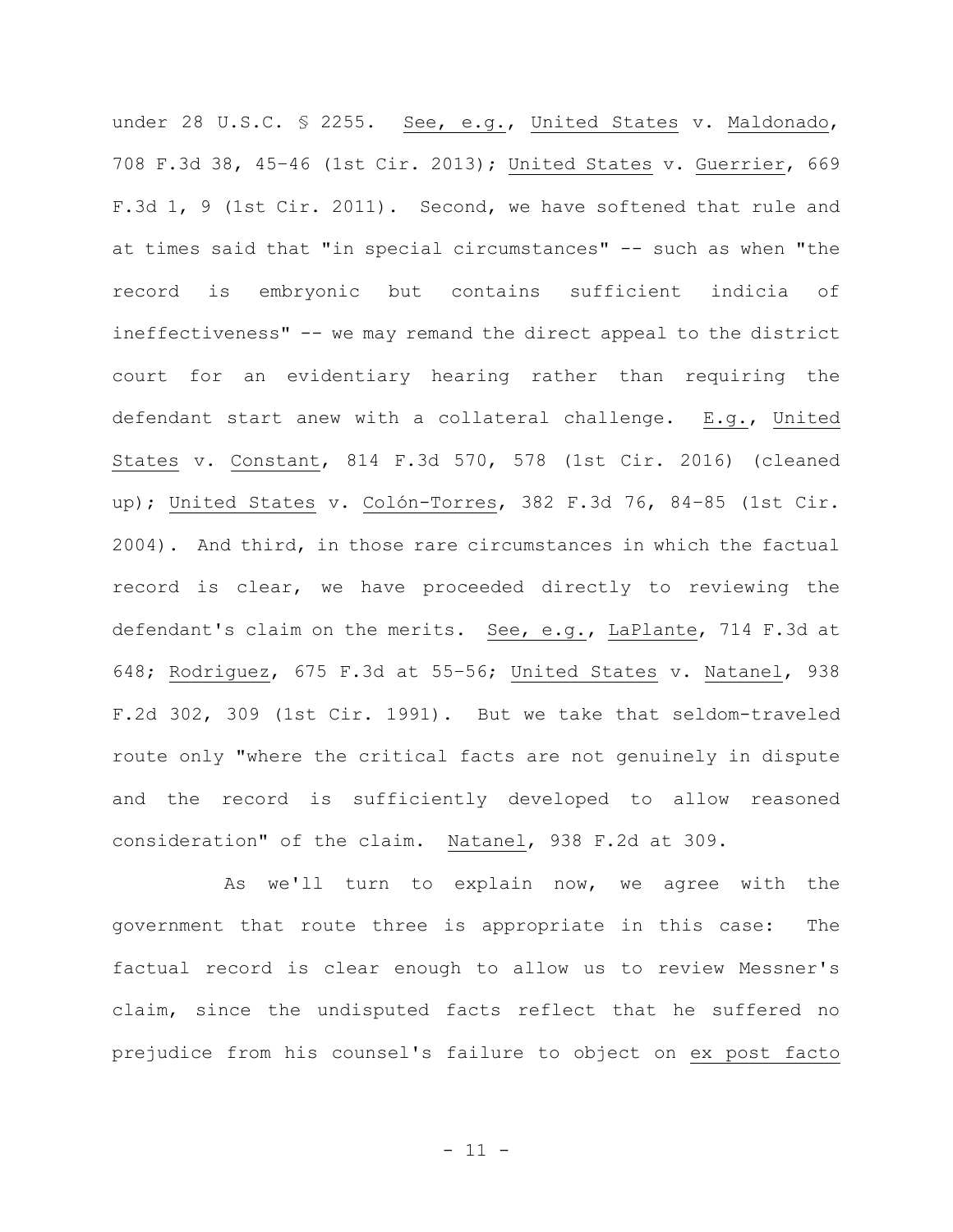under 28 U.S.C. § 2255. See, e.g., United States v. Maldonado, 708 F.3d 38, 45–46 (1st Cir. 2013); United States v. Guerrier, 669 F.3d 1, 9 (1st Cir. 2011). Second, we have softened that rule and at times said that "in special circumstances" -- such as when "the record is embryonic but contains sufficient indicia of ineffectiveness" -- we may remand the direct appeal to the district court for an evidentiary hearing rather than requiring the defendant start anew with a collateral challenge. E.g., United States v. Constant, 814 F.3d 570, 578 (1st Cir. 2016) (cleaned up); United States v. Colón-Torres, 382 F.3d 76, 84–85 (1st Cir. 2004). And third, in those rare circumstances in which the factual record is clear, we have proceeded directly to reviewing the defendant's claim on the merits. See, e.g., LaPlante, 714 F.3d at 648; Rodriguez, 675 F.3d at 55–56; United States v. Natanel, 938 F.2d 302, 309 (1st Cir. 1991). But we take that seldom-traveled route only "where the critical facts are not genuinely in dispute and the record is sufficiently developed to allow reasoned consideration" of the claim. Natanel, 938 F.2d at 309.

As we'll turn to explain now, we agree with the government that route three is appropriate in this case: The factual record is clear enough to allow us to review Messner's claim, since the undisputed facts reflect that he suffered no prejudice from his counsel's failure to object on ex post facto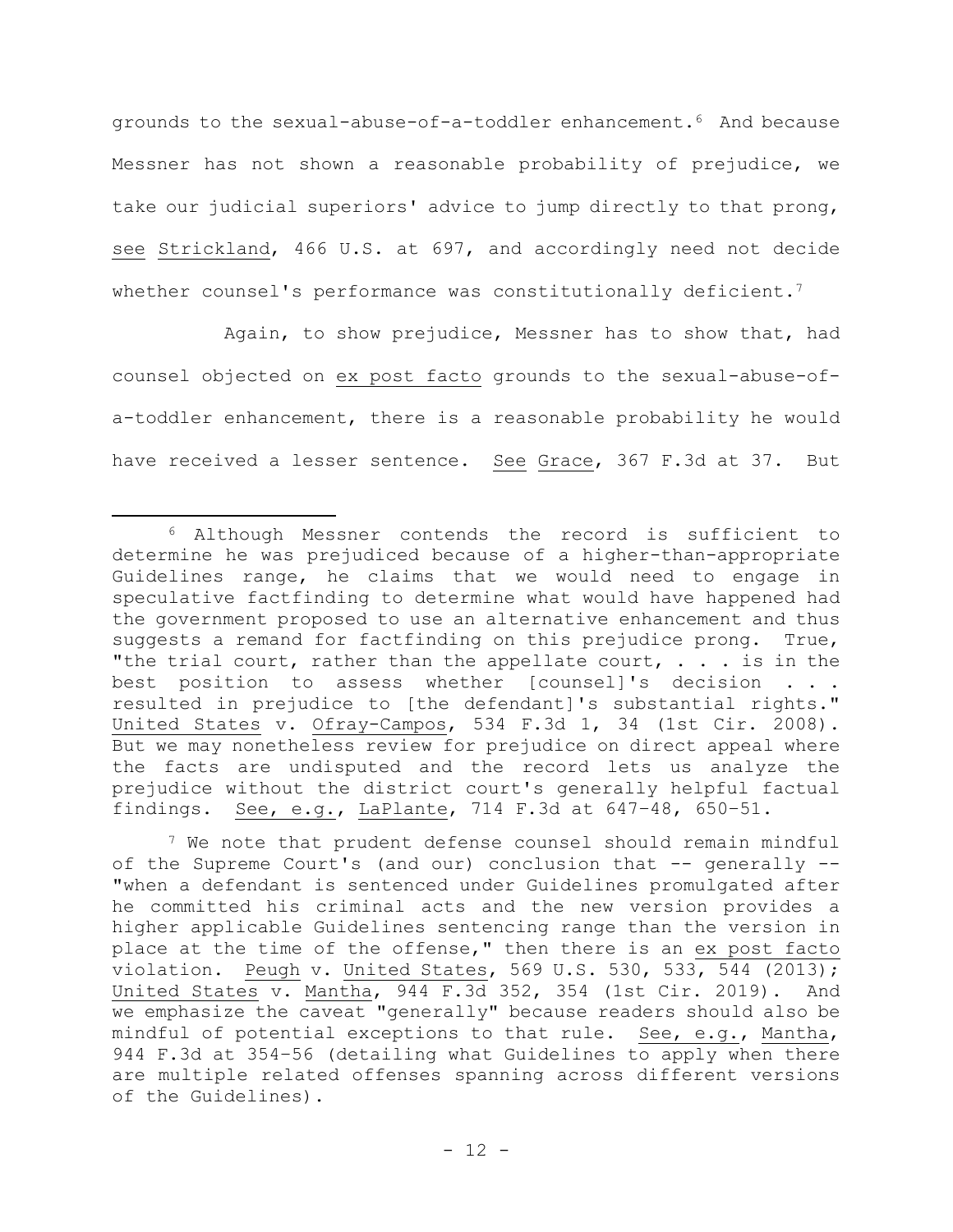grounds to the sexual-abuse-of-a-toddler enhancement.[6] And because Messner has not shown a reasonable probability of prejudice, we take our judicial superiors' advice to jump directly to that prong, see Strickland, 466 U.S. at 697, and accordingly need not decide whether counsel's performance was constitutionally deficient.[7]

Again, to show prejudice, Messner has to show that, had counsel objected on ex post facto grounds to the sexual-abuse-of-a-toddler enhancement, there is a reasonable probability he would have received a lesser sentence. See Grace, 367 F.3d at 37. But

---

[6] Although Messner contends the record is sufficient to determine he was prejudiced because of a higher-than-appropriate Guidelines range, he claims that we would need to engage in speculative factfinding to determine what would have happened had the government proposed to use an alternative enhancement and thus suggests a remand for factfinding on this prejudice prong. True, "the trial court, rather than the appellate court, . . . is in the best position to assess whether [counsel]'s decision . . . resulted in prejudice to [the defendant]'s substantial rights." United States v. Ofray-Campos, 534 F.3d 1, 34 (1st Cir. 2008). But we may nonetheless review for prejudice on direct appeal where the facts are undisputed and the record lets us analyze the prejudice without the district court's generally helpful factual findings. See, e.g., LaPlante, 714 F.3d at 647–48, 650–51.

[7] We note that prudent defense counsel should remain mindful of the Supreme Court's (and our) conclusion that -- generally -- "when a defendant is sentenced under Guidelines promulgated after he committed his criminal acts and the new version provides a higher applicable Guidelines sentencing range than the version in place at the time of the offense," then there is an ex post facto violation. Peugh v. United States, 569 U.S. 530, 533, 544 (2013); United States v. Mantha, 944 F.3d 352, 354 (1st Cir. 2019). And we emphasize the caveat "generally" because readers should also be mindful of potential exceptions to that rule. See, e.g., Mantha, 944 F.3d at 354–56 (detailing what Guidelines to apply when there are multiple related offenses spanning across different versions of the Guidelines).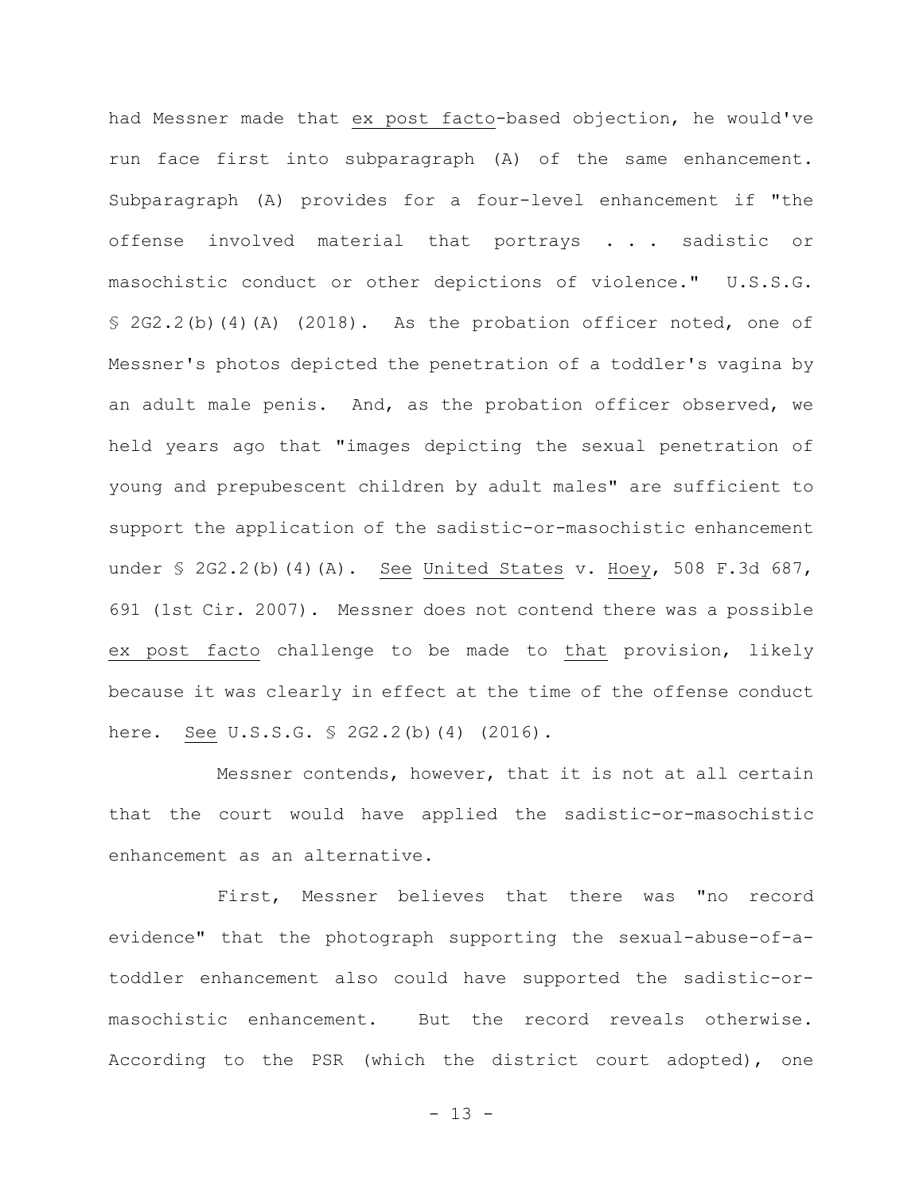had Messner made that _ex post facto_-based objection, he would've run face first into subparagraph (A) of the same enhancement. Subparagraph (A) provides for a four-level enhancement if "the offense involved material that portrays . . . sadistic or masochistic conduct or other depictions of violence." U.S.S.G. § 2G2.2(b)(4)(A) (2018). As the probation officer noted, one of Messner's photos depicted the penetration of a toddler's vagina by an adult male penis. And, as the probation officer observed, we held years ago that "images depicting the sexual penetration of young and prepubescent children by adult males" are sufficient to support the application of the sadistic-or-masochistic enhancement under § 2G2.2(b)(4)(A). _See_ _United States_ v. _Hoey_, 508 F.3d 687, 691 (1st Cir. 2007). Messner does not contend there was a possible _ex post facto_ challenge to be made to _that_ provision, likely because it was clearly in effect at the time of the offense conduct here. _See_ U.S.S.G. § 2G2.2(b)(4) (2016).

Messner contends, however, that it is not at all certain that the court would have applied the sadistic-or-masochistic enhancement as an alternative.

First, Messner believes that there was "no record evidence" that the photograph supporting the sexual-abuse-of-a-toddler enhancement also could have supported the sadistic-or-masochistic enhancement. But the record reveals otherwise. According to the PSR (which the district court adopted), one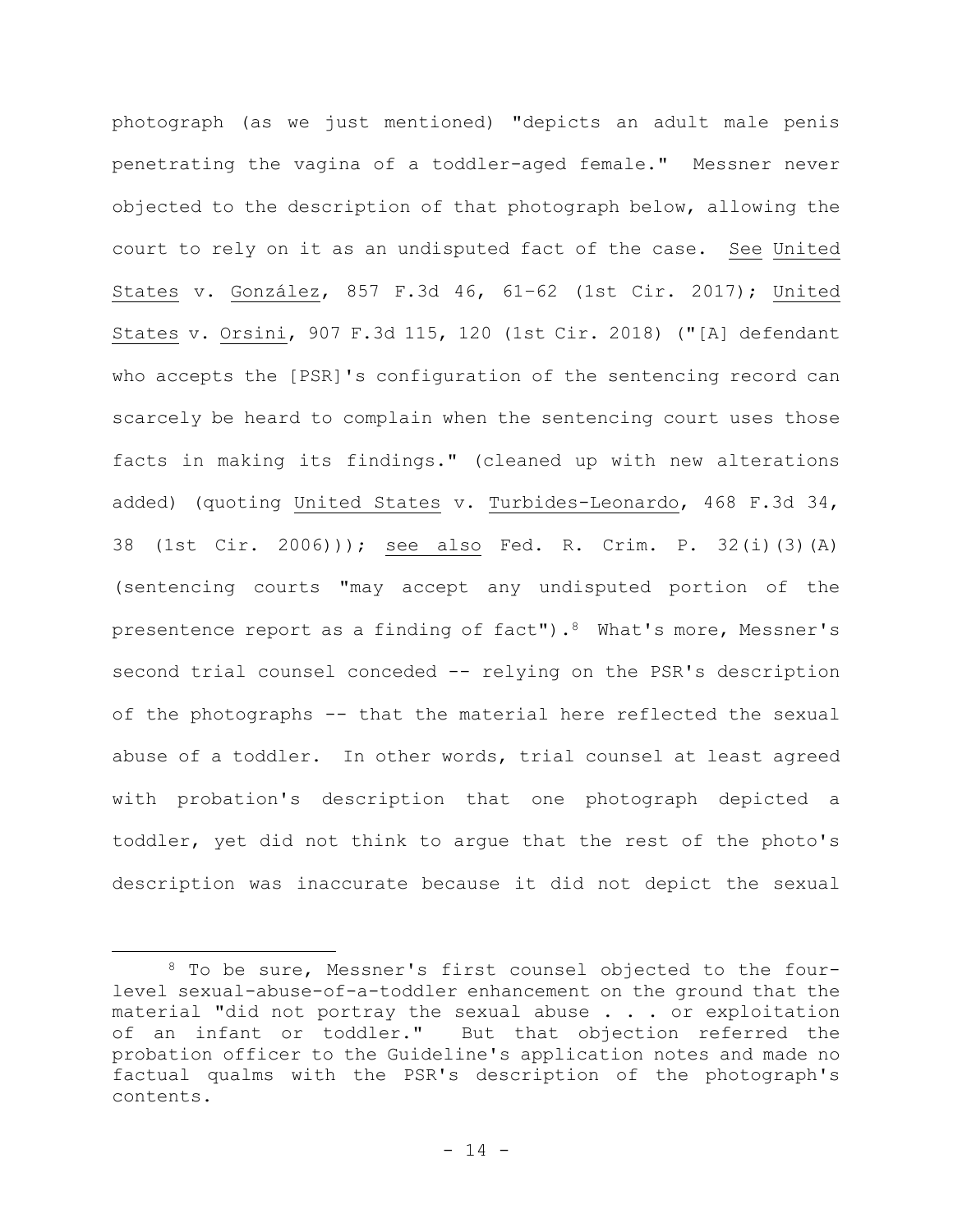photograph (as we just mentioned) "depicts an adult male penis penetrating the vagina of a toddler-aged female." Messner never objected to the description of that photograph below, allowing the court to rely on it as an undisputed fact of the case. See United States v. González, 857 F.3d 46, 61–62 (1st Cir. 2017); United States v. Orsini, 907 F.3d 115, 120 (1st Cir. 2018) ("[A] defendant who accepts the [PSR]'s configuration of the sentencing record can scarcely be heard to complain when the sentencing court uses those facts in making its findings." (cleaned up with new alterations added) (quoting United States v. Turbides-Leonardo, 468 F.3d 34, 38 (1st Cir. 2006))); see also Fed. R. Crim. P. 32(i)(3)(A) (sentencing courts "may accept any undisputed portion of the presentence report as a finding of fact").[8] What's more, Messner's second trial counsel conceded -- relying on the PSR's description of the photographs -- that the material here reflected the sexual abuse of a toddler. In other words, trial counsel at least agreed with probation's description that one photograph depicted a toddler, yet did not think to argue that the rest of the photo's description was inaccurate because it did not depict the sexual

[8] To be sure, Messner's first counsel objected to the four-level sexual-abuse-of-a-toddler enhancement on the ground that the material "did not portray the sexual abuse . . . or exploitation of an infant or toddler." But that objection referred the probation officer to the Guideline's application notes and made no factual qualms with the PSR's description of the photograph's contents.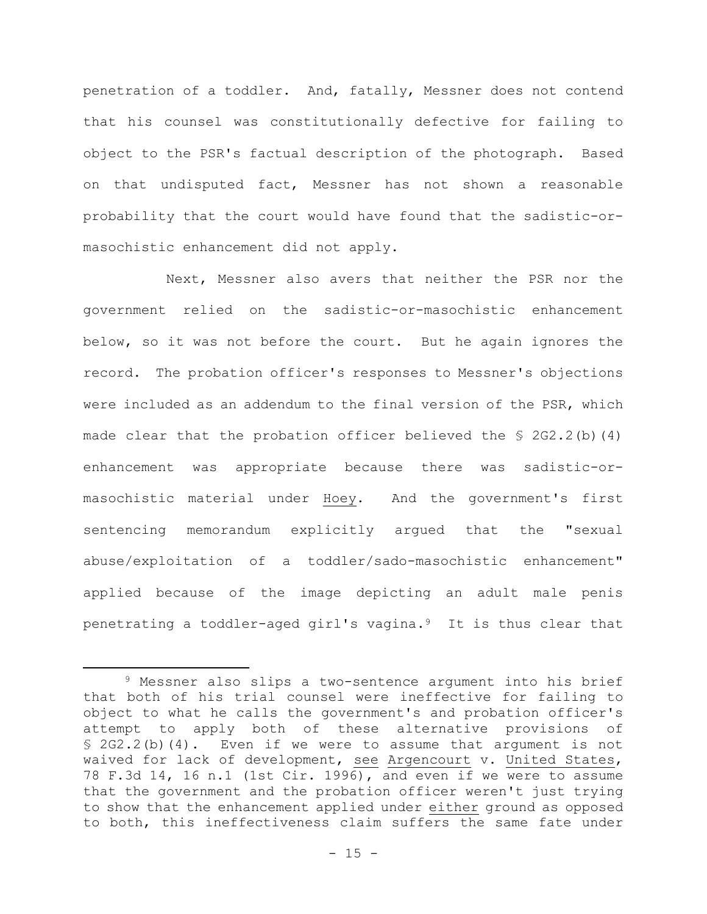penetration of a toddler. And, fatally, Messner does not contend that his counsel was constitutionally defective for failing to object to the PSR's factual description of the photograph. Based on that undisputed fact, Messner has not shown a reasonable probability that the court would have found that the sadistic-or-masochistic enhancement did not apply.

Next, Messner also avers that neither the PSR nor the government relied on the sadistic-or-masochistic enhancement below, so it was not before the court. But he again ignores the record. The probation officer's responses to Messner's objections were included as an addendum to the final version of the PSR, which made clear that the probation officer believed the § 2G2.2(b)(4) enhancement was appropriate because there was sadistic-or-masochistic material under Hoey. And the government's first sentencing memorandum explicitly argued that the "sexual abuse/exploitation of a toddler/sado-masochistic enhancement" applied because of the image depicting an adult male penis penetrating a toddler-aged girl's vagina.[9] It is thus clear that

[9] Messner also slips a two-sentence argument into his brief that both of his trial counsel were ineffective for failing to object to what he calls the government's and probation officer's attempt to apply both of these alternative provisions of § 2G2.2(b)(4). Even if we were to assume that argument is not waived for lack of development, see Argencourt v. United States, 78 F.3d 14, 16 n.1 (1st Cir. 1996), and even if we were to assume that the government and the probation officer weren't just trying to show that the enhancement applied under either ground as opposed to both, this ineffectiveness claim suffers the same fate under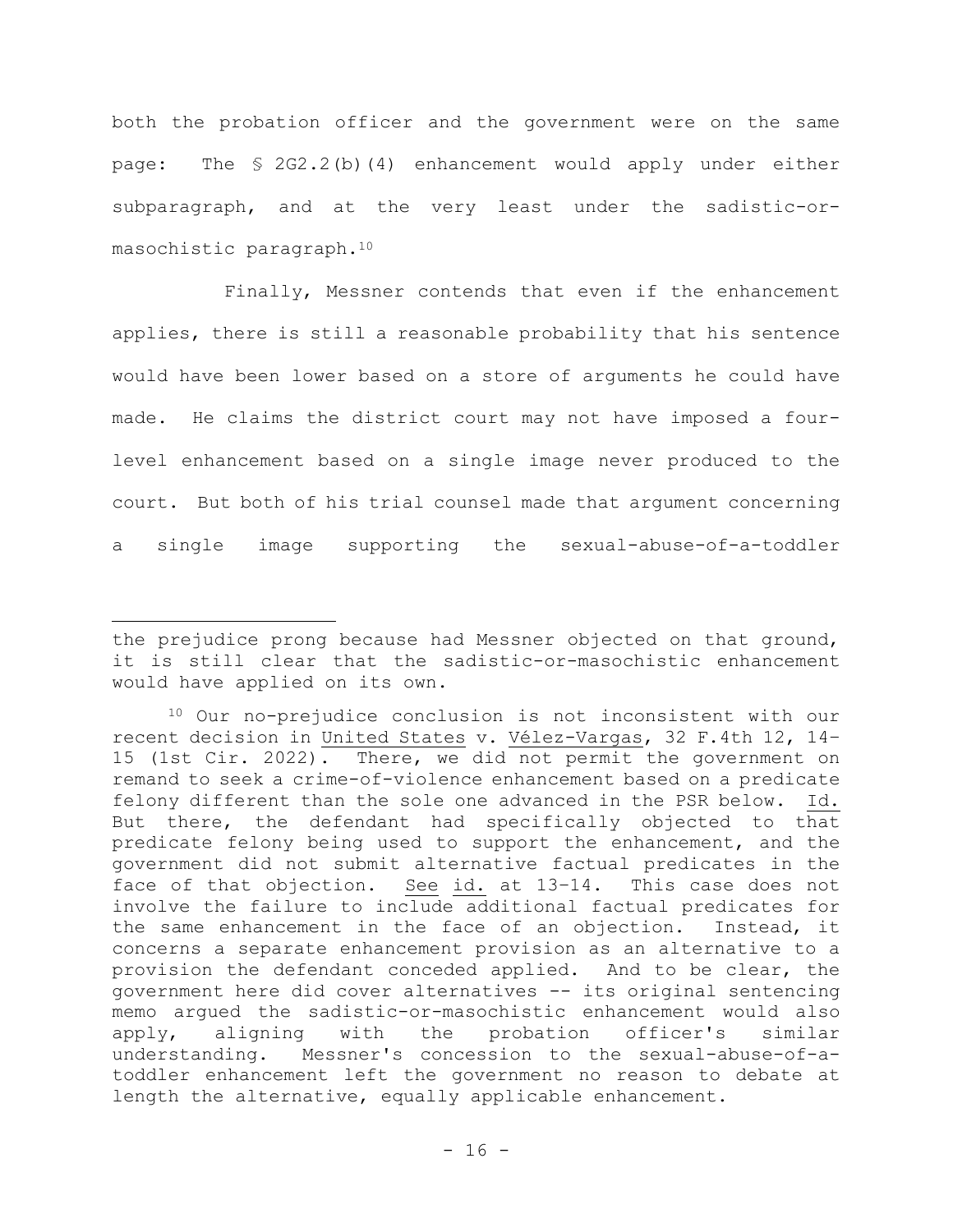both the probation officer and the government were on the same page: The § 2G2.2(b)(4) enhancement would apply under either subparagraph, and at the very least under the sadistic-or-masochistic paragraph.[10]

Finally, Messner contends that even if the enhancement applies, there is still a reasonable probability that his sentence would have been lower based on a store of arguments he could have made. He claims the district court may not have imposed a four-level enhancement based on a single image never produced to the court. But both of his trial counsel made that argument concerning a single image supporting the sexual-abuse-of-a-toddler

---

the prejudice prong because had Messner objected on that ground, it is still clear that the sadistic-or-masochistic enhancement would have applied on its own.

[10] Our no-prejudice conclusion is not inconsistent with our recent decision in United States v. Vélez-Vargas, 32 F.4th 12, 14–15 (1st Cir. 2022). There, we did not permit the government on remand to seek a crime-of-violence enhancement based on a predicate felony different than the sole one advanced in the PSR below. Id. But there, the defendant had specifically objected to that predicate felony being used to support the enhancement, and the government did not submit alternative factual predicates in the face of that objection. See id. at 13–14. This case does not involve the failure to include additional factual predicates for the same enhancement in the face of an objection. Instead, it concerns a separate enhancement provision as an alternative to a provision the defendant conceded applied. And to be clear, the government here did cover alternatives -- its original sentencing memo argued the sadistic-or-masochistic enhancement would also apply, aligning with the probation officer's similar understanding. Messner's concession to the sexual-abuse-of-a-toddler enhancement left the government no reason to debate at length the alternative, equally applicable enhancement.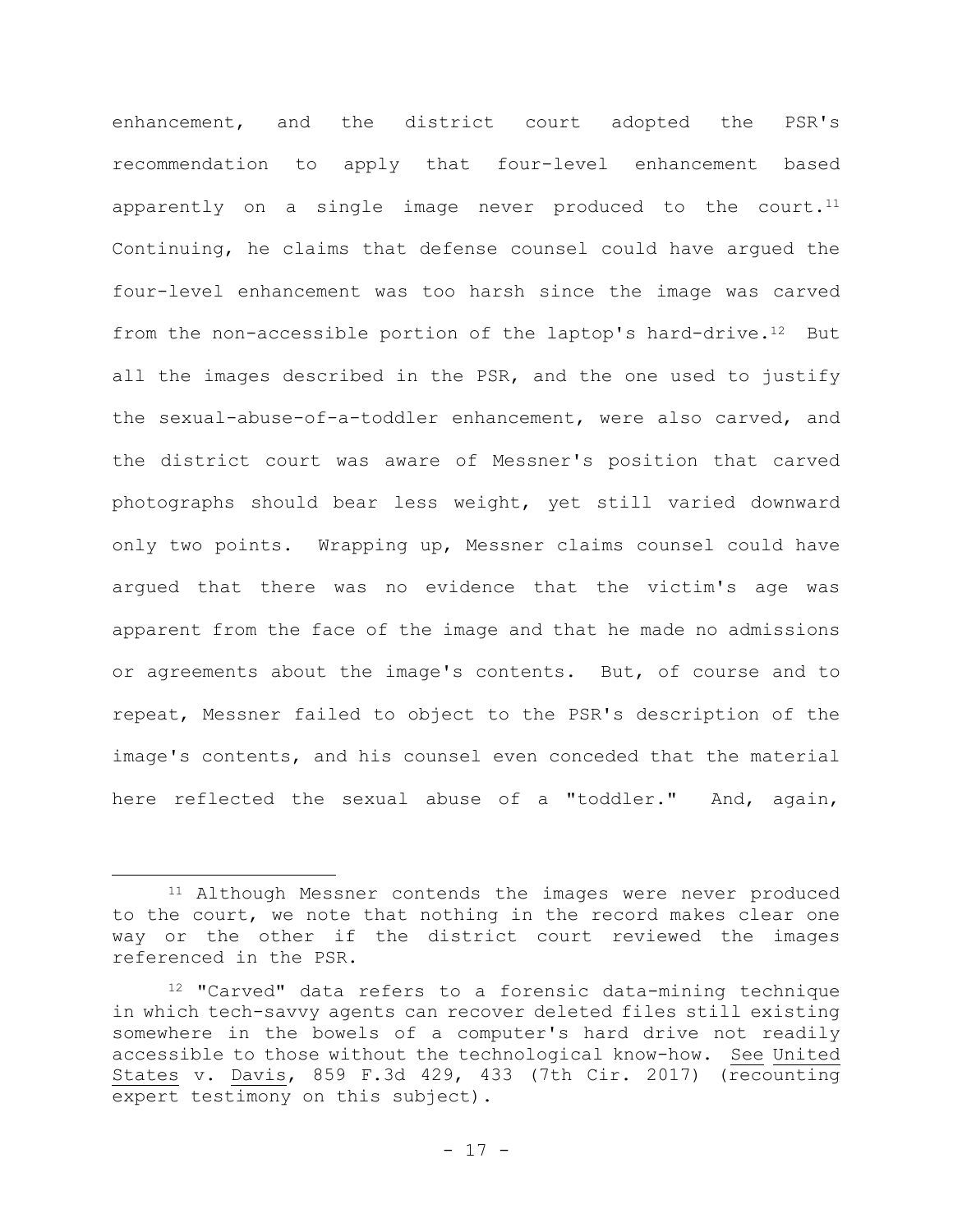enhancement, and the district court adopted the PSR's recommendation to apply that four-level enhancement based apparently on a single image never produced to the court.[11] Continuing, he claims that defense counsel could have argued the four-level enhancement was too harsh since the image was carved from the non-accessible portion of the laptop's hard-drive.[12] But all the images described in the PSR, and the one used to justify the sexual-abuse-of-a-toddler enhancement, were also carved, and the district court was aware of Messner's position that carved photographs should bear less weight, yet still varied downward only two points. Wrapping up, Messner claims counsel could have argued that there was no evidence that the victim's age was apparent from the face of the image and that he made no admissions or agreements about the image's contents. But, of course and to repeat, Messner failed to object to the PSR's description of the image's contents, and his counsel even conceded that the material here reflected the sexual abuse of a "toddler." And, again,

---

[11] Although Messner contends the images were never produced to the court, we note that nothing in the record makes clear one way or the other if the district court reviewed the images referenced in the PSR.

[12] "Carved" data refers to a forensic data-mining technique in which tech-savvy agents can recover deleted files still existing somewhere in the bowels of a computer's hard drive not readily accessible to those without the technological know-how. See United States v. Davis, 859 F.3d 429, 433 (7th Cir. 2017) (recounting expert testimony on this subject).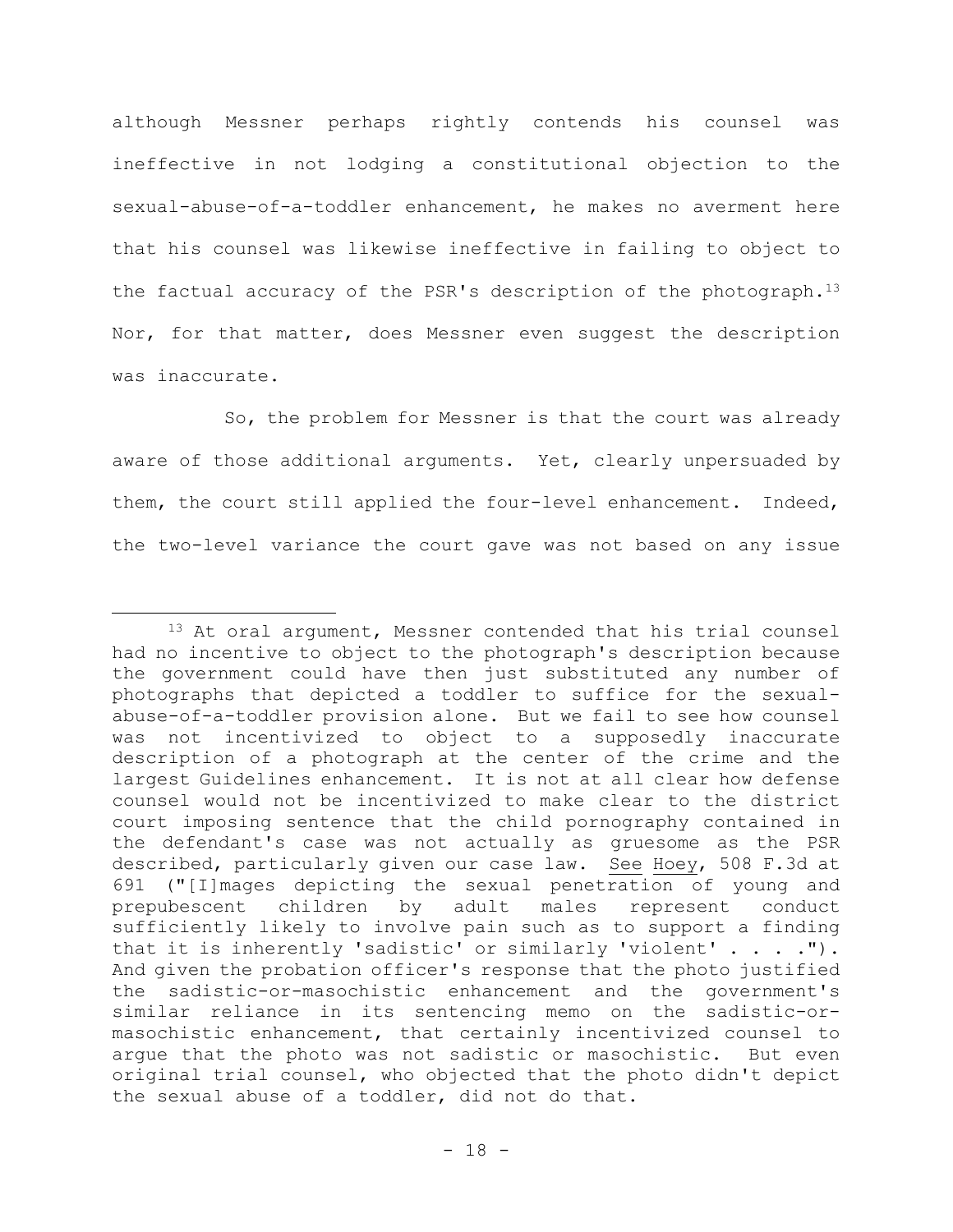although Messner perhaps rightly contends his counsel was ineffective in not lodging a constitutional objection to the sexual-abuse-of-a-toddler enhancement, he makes no averment here that his counsel was likewise ineffective in failing to object to the factual accuracy of the PSR's description of the photograph.[13] Nor, for that matter, does Messner even suggest the description was inaccurate.

So, the problem for Messner is that the court was already aware of those additional arguments. Yet, clearly unpersuaded by them, the court still applied the four-level enhancement. Indeed, the two-level variance the court gave was not based on any issue

---

[13] At oral argument, Messner contended that his trial counsel had no incentive to object to the photograph's description because the government could have then just substituted any number of photographs that depicted a toddler to suffice for the sexual-abuse-of-a-toddler provision alone. But we fail to see how counsel was not incentivized to object to a supposedly inaccurate description of a photograph at the center of the crime and the largest Guidelines enhancement. It is not at all clear how defense counsel would not be incentivized to make clear to the district court imposing sentence that the child pornography contained in the defendant's case was not actually as gruesome as the PSR described, particularly given our case law. See Hoey, 508 F.3d at 691 ("[I]mages depicting the sexual penetration of young and prepubescent children by adult males represent conduct sufficiently likely to involve pain such as to support a finding that it is inherently 'sadistic' or similarly 'violent' . . . ."). And given the probation officer's response that the photo justified the sadistic-or-masochistic enhancement and the government's similar reliance in its sentencing memo on the sadistic-or-masochistic enhancement, that certainly incentivized counsel to argue that the photo was not sadistic or masochistic. But even original trial counsel, who objected that the photo didn't depict the sexual abuse of a toddler, did not do that.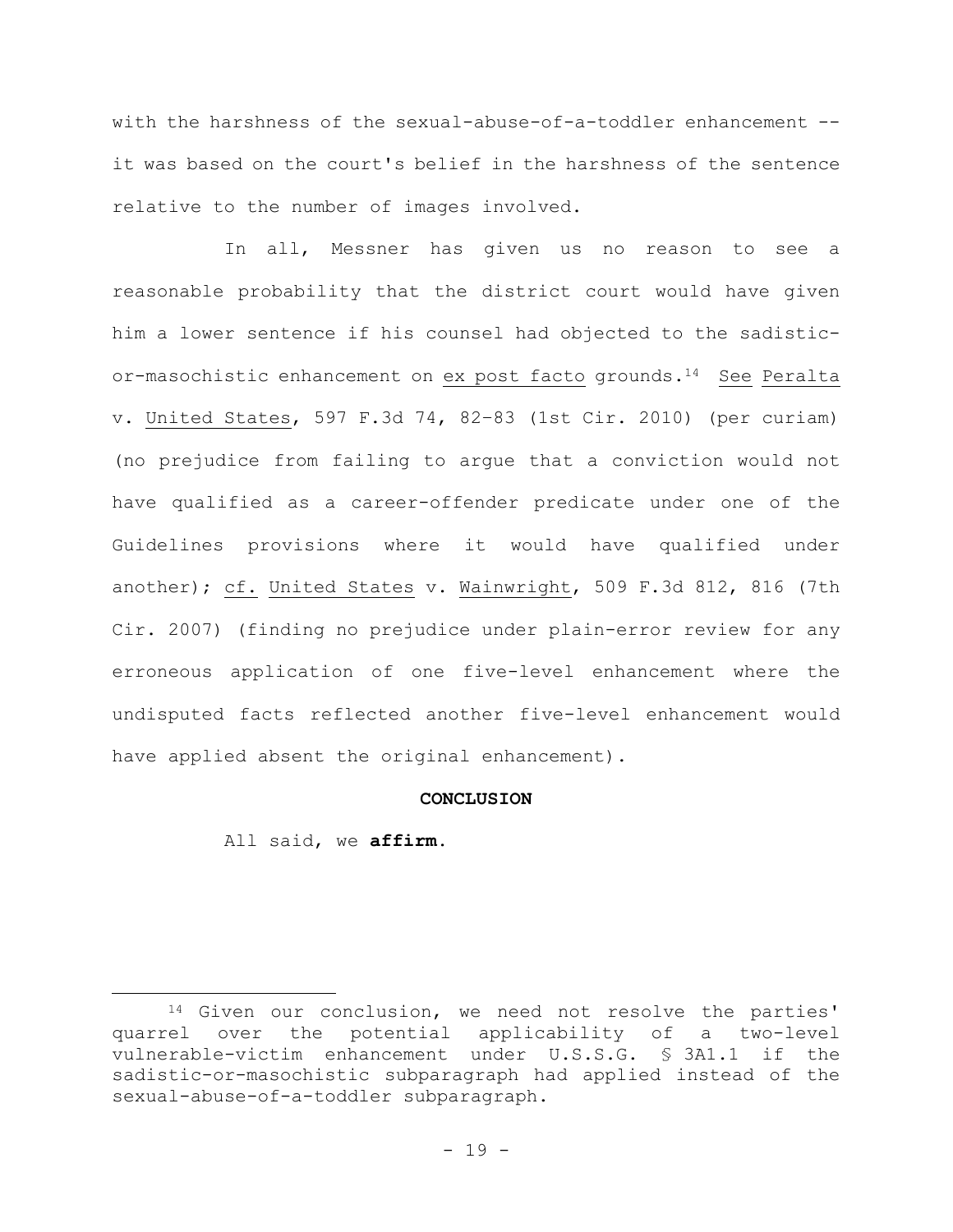with the harshness of the sexual-abuse-of-a-toddler enhancement -- it was based on the court's belief in the harshness of the sentence relative to the number of images involved.

In all, Messner has given us no reason to see a reasonable probability that the district court would have given him a lower sentence if his counsel had objected to the sadistic-or-masochistic enhancement on ex post facto grounds.[14] See Peralta v. United States, 597 F.3d 74, 82–83 (1st Cir. 2010) (per curiam) (no prejudice from failing to argue that a conviction would not have qualified as a career-offender predicate under one of the Guidelines provisions where it would have qualified under another); cf. United States v. Wainwright, 509 F.3d 812, 816 (7th Cir. 2007) (finding no prejudice under plain-error review for any erroneous application of one five-level enhancement where the undisputed facts reflected another five-level enhancement would have applied absent the original enhancement).

**CONCLUSION**

All said, we **affirm**.

---

[14] Given our conclusion, we need not resolve the parties' quarrel over the potential applicability of a two-level vulnerable-victim enhancement under U.S.S.G. § 3A1.1 if the sadistic-or-masochistic subparagraph had applied instead of the sexual-abuse-of-a-toddler subparagraph.